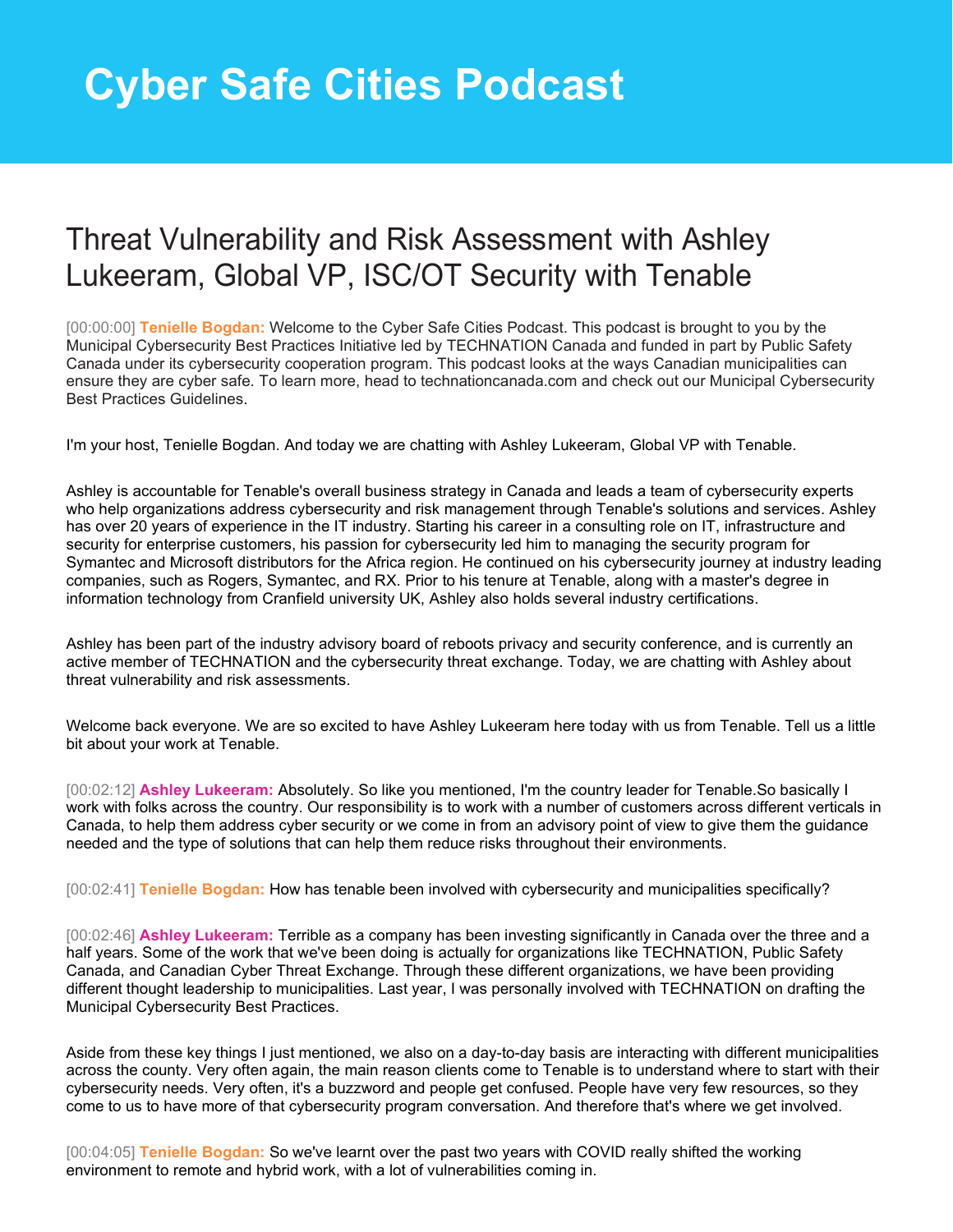# Cyber Safe Cities Podcast

## Threat Vulnerability and Risk Assessment with Ashley Lukeeram, Global VP, ISC/OT Security with Tenable

[00:00:00] **Tenielle Bogdan:** Welcome to the Cyber Safe Cities Podcast. This podcast is brought to you by the Municipal Cybersecurity Best Practices Initiative led by TECHNATION Canada and funded in part by Public Safety Canada under its cybersecurity cooperation program. This podcast looks at the ways Canadian municipalities can ensure they are cyber safe. To learn more, head to technationcanada.com and check out our Municipal Cybersecurity Best Practices Guidelines.

I'm your host, Tenielle Bogdan. And today we are chatting with Ashley Lukeeram, Global VP with Tenable.

Ashley is accountable for Tenable's overall business strategy in Canada and leads a team of cybersecurity experts who help organizations address cybersecurity and risk management through Tenable's solutions and services. Ashley has over 20 years of experience in the IT industry. Starting his career in a consulting role on IT, infrastructure and security for enterprise customers, his passion for cybersecurity led him to managing the security program for Symantec and Microsoft distributors for the Africa region. He continued on his cybersecurity journey at industry leading companies, such as Rogers, Symantec, and RX. Prior to his tenure at Tenable, along with a master's degree in information technology from Cranfield university UK, Ashley also holds several industry certifications.

Ashley has been part of the industry advisory board of reboots privacy and security conference, and is currently an active member of TECHNATION and the cybersecurity threat exchange. Today, we are chatting with Ashley about threat vulnerability and risk assessments.

Welcome back everyone. We are so excited to have Ashley Lukeeram here today with us from Tenable. Tell us a little bit about your work at Tenable.

[00:02:12] **Ashley Lukeeram:** Absolutely. So like you mentioned, I'm the country leader for Tenable.So basically I work with folks across the country. Our responsibility is to work with a number of customers across different verticals in Canada, to help them address cyber security or we come in from an advisory point of view to give them the guidance needed and the type of solutions that can help them reduce risks throughout their environments.

[00:02:41] **Tenielle Bogdan:** How has tenable been involved with cybersecurity and municipalities specifically?

[00:02:46] **Ashley Lukeeram:** Terrible as a company has been investing significantly in Canada over the three and a half years. Some of the work that we've been doing is actually for organizations like TECHNATION, Public Safety Canada, and Canadian Cyber Threat Exchange. Through these different organizations, we have been providing different thought leadership to municipalities. Last year, I was personally involved with TECHNATION on drafting the Municipal Cybersecurity Best Practices.

Aside from these key things I just mentioned, we also on a day-to-day basis are interacting with different municipalities across the county. Very often again, the main reason clients come to Tenable is to understand where to start with their cybersecurity needs. Very often, it's a buzzword and people get confused. People have very few resources, so they come to us to have more of that cybersecurity program conversation. And therefore that's where we get involved.

[00:04:05] **Tenielle Bogdan:** So we've learnt over the past two years with COVID really shifted the working environment to remote and hybrid work, with a lot of vulnerabilities coming in.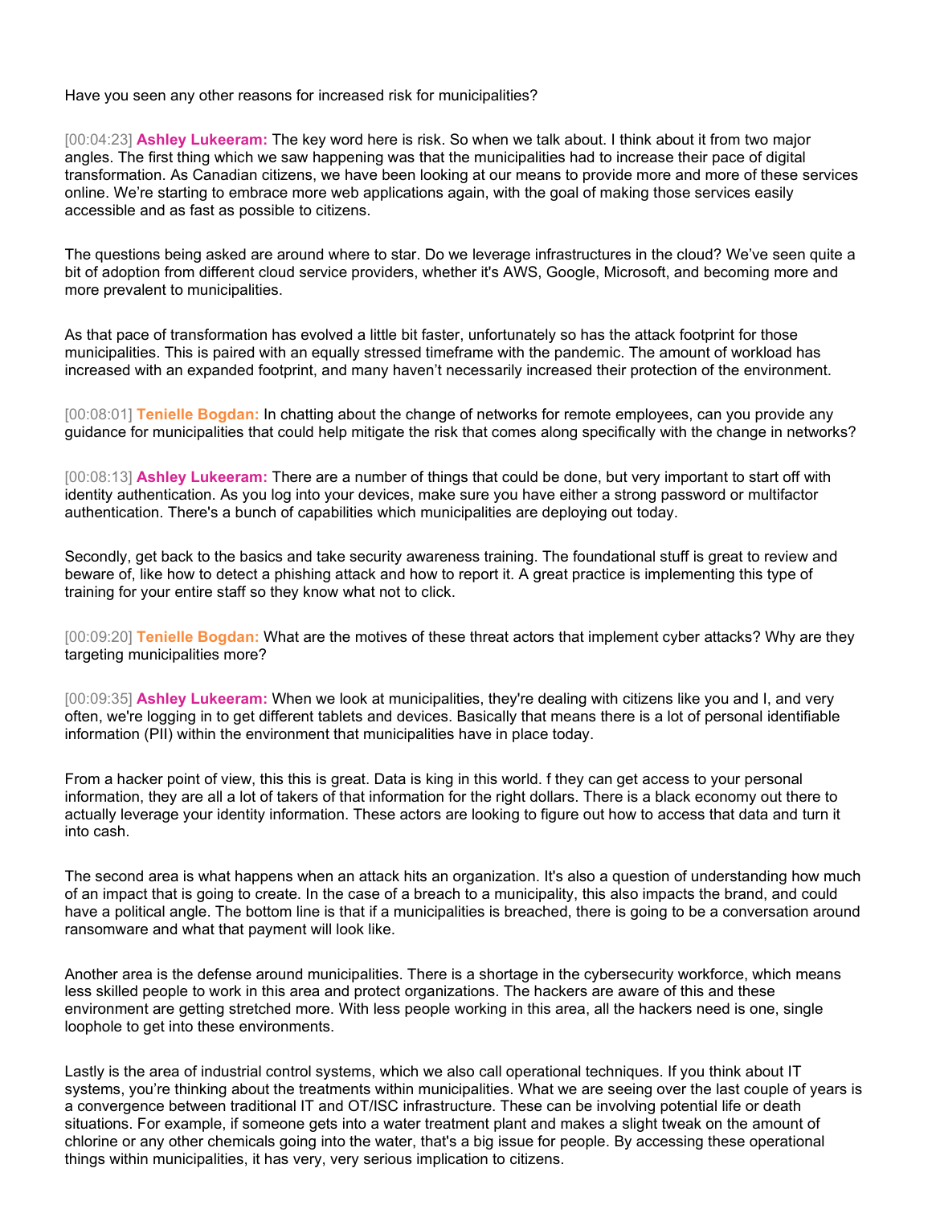Have you seen any other reasons for increased risk for municipalities?

[00:04:23] **Ashley Lukeeram:** The key word here is risk. So when we talk about. I think about it from two major angles. The first thing which we saw happening was that the municipalities had to increase their pace of digital transformation. As Canadian citizens, we have been looking at our means to provide more and more of these services online. We're starting to embrace more web applications again, with the goal of making those services easily accessible and as fast as possible to citizens.

The questions being asked are around where to star. Do we leverage infrastructures in the cloud? We've seen quite a bit of adoption from different cloud service providers, whether it's AWS, Google, Microsoft, and becoming more and more prevalent to municipalities.

As that pace of transformation has evolved a little bit faster, unfortunately so has the attack footprint for those municipalities. This is paired with an equally stressed timeframe with the pandemic. The amount of workload has increased with an expanded footprint, and many haven't necessarily increased their protection of the environment.

[00:08:01] **Tenielle Bogdan:** In chatting about the change of networks for remote employees, can you provide any guidance for municipalities that could help mitigate the risk that comes along specifically with the change in networks?

[00:08:13] **Ashley Lukeeram:** There are a number of things that could be done, but very important to start off with identity authentication. As you log into your devices, make sure you have either a strong password or multifactor authentication. There's a bunch of capabilities which municipalities are deploying out today.

Secondly, get back to the basics and take security awareness training. The foundational stuff is great to review and beware of, like how to detect a phishing attack and how to report it. A great practice is implementing this type of training for your entire staff so they know what not to click.

[00:09:20] **Tenielle Bogdan:** What are the motives of these threat actors that implement cyber attacks? Why are they targeting municipalities more?

[00:09:35] **Ashley Lukeeram:** When we look at municipalities, they're dealing with citizens like you and I, and very often, we're logging in to get different tablets and devices. Basically that means there is a lot of personal identifiable information (PII) within the environment that municipalities have in place today.

From a hacker point of view, this this is great. Data is king in this world. f they can get access to your personal information, they are all a lot of takers of that information for the right dollars. There is a black economy out there to actually leverage your identity information. These actors are looking to figure out how to access that data and turn it into cash.

The second area is what happens when an attack hits an organization. It's also a question of understanding how much of an impact that is going to create. In the case of a breach to a municipality, this also impacts the brand, and could have a political angle. The bottom line is that if a municipalities is breached, there is going to be a conversation around ransomware and what that payment will look like.

Another area is the defense around municipalities. There is a shortage in the cybersecurity workforce, which means less skilled people to work in this area and protect organizations. The hackers are aware of this and these environment are getting stretched more. With less people working in this area, all the hackers need is one, single loophole to get into these environments.

Lastly is the area of industrial control systems, which we also call operational techniques. If you think about IT systems, you're thinking about the treatments within municipalities. What we are seeing over the last couple of years is a convergence between traditional IT and OT/ISC infrastructure. These can be involving potential life or death situations. For example, if someone gets into a water treatment plant and makes a slight tweak on the amount of chlorine or any other chemicals going into the water, that's a big issue for people. By accessing these operational things within municipalities, it has very, very serious implication to citizens.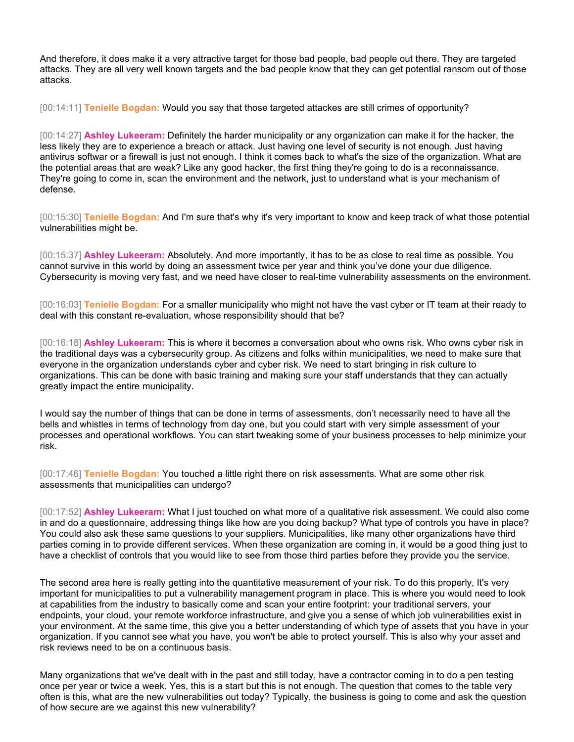And therefore, it does make it a very attractive target for those bad people, bad people out there. They are targeted attacks. They are all very well known targets and the bad people know that they can get potential ransom out of those attacks.

[00:14:11] **Tenielle Bogdan:** Would you say that those targeted attackes are still crimes of opportunity?

[00:14:27] **Ashley Lukeeram:** Definitely the harder municipality or any organization can make it for the hacker, the less likely they are to experience a breach or attack. Just having one level of security is not enough. Just having antivirus softwar or a firewall is just not enough. I think it comes back to what's the size of the organization. What are the potential areas that are weak? Like any good hacker, the first thing they're going to do is a reconnaissance. They're going to come in, scan the environment and the network, just to understand what is your mechanism of defense.

[00:15:30] **Tenielle Bogdan:** And I'm sure that's why it's very important to know and keep track of what those potential vulnerabilities might be.

[00:15:37] **Ashley Lukeeram:** Absolutely. And more importantly, it has to be as close to real time as possible. You cannot survive in this world by doing an assessment twice per year and think you've done your due diligence. Cybersecurity is moving very fast, and we need have closer to real-time vulnerability assessments on the environment.

[00:16:03] **Tenielle Bogdan:** For a smaller municipality who might not have the vast cyber or IT team at their ready to deal with this constant re-evaluation, whose responsibility should that be?

[00:16:18] **Ashley Lukeeram:** This is where it becomes a conversation about who owns risk. Who owns cyber risk in the traditional days was a cybersecurity group. As citizens and folks within municipalities, we need to make sure that everyone in the organization understands cyber and cyber risk. We need to start bringing in risk culture to organizations. This can be done with basic training and making sure your staff understands that they can actually greatly impact the entire municipality.

I would say the number of things that can be done in terms of assessments, don't necessarily need to have all the bells and whistles in terms of technology from day one, but you could start with very simple assessment of your processes and operational workflows. You can start tweaking some of your business processes to help minimize your risk.

[00:17:46] **Tenielle Bogdan:** You touched a little right there on risk assessments. What are some other risk assessments that municipalities can undergo?

[00:17:52] **Ashley Lukeeram:** What I just touched on what more of a qualitative risk assessment. We could also come in and do a questionnaire, addressing things like how are you doing backup? What type of controls you have in place? You could also ask these same questions to your suppliers. Municipalities, like many other organizations have third parties coming in to provide different services. When these organization are coming in, it would be a good thing just to have a checklist of controls that you would like to see from those third parties before they provide you the service.

The second area here is really getting into the quantitative measurement of your risk. To do this properly, It's very important for municipalities to put a vulnerability management program in place. This is where you would need to look at capabilities from the industry to basically come and scan your entire footprint: your traditional servers, your endpoints, your cloud, your remote workforce infrastructure, and give you a sense of which job vulnerabilities exist in your environment. At the same time, this give you a better understanding of which type of assets that you have in your organization. If you cannot see what you have, you won't be able to protect yourself. This is also why your asset and risk reviews need to be on a continuous basis.

Many organizations that we've dealt with in the past and still today, have a contractor coming in to do a pen testing once per year or twice a week. Yes, this is a start but this is not enough. The question that comes to the table very often is this, what are the new vulnerabilities out today? Typically, the business is going to come and ask the question of how secure are we against this new vulnerability?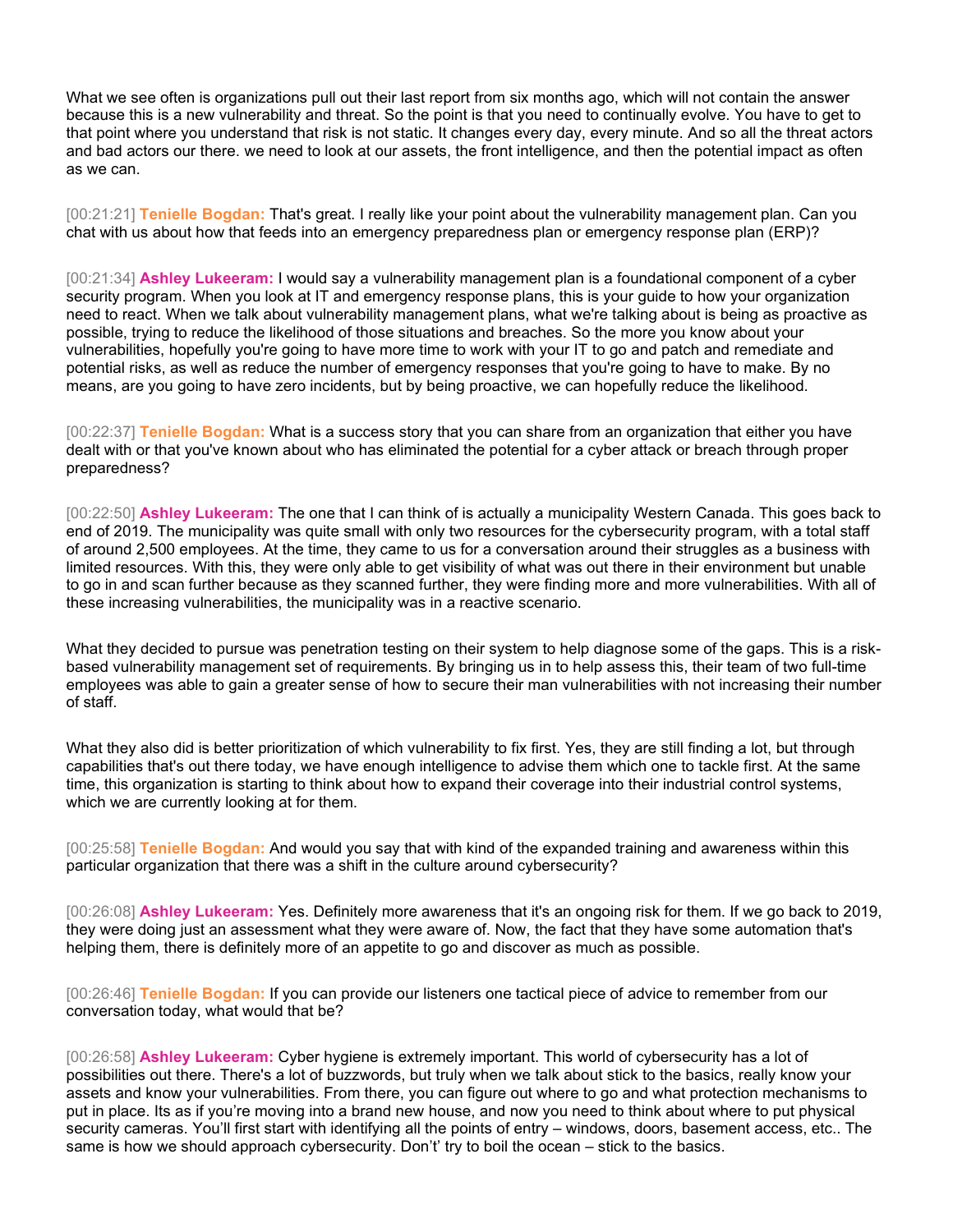What we see often is organizations pull out their last report from six months ago, which will not contain the answer because this is a new vulnerability and threat. So the point is that you need to continually evolve. You have to get to that point where you understand that risk is not static. It changes every day, every minute. And so all the threat actors and bad actors our there. we need to look at our assets, the front intelligence, and then the potential impact as often as we can.

[00:21:21] **Tenielle Bogdan:** That's great. I really like your point about the vulnerability management plan. Can you chat with us about how that feeds into an emergency preparedness plan or emergency response plan (ERP)?

[00:21:34] **Ashley Lukeeram:** I would say a vulnerability management plan is a foundational component of a cyber security program. When you look at IT and emergency response plans, this is your guide to how your organization need to react. When we talk about vulnerability management plans, what we're talking about is being as proactive as possible, trying to reduce the likelihood of those situations and breaches. So the more you know about your vulnerabilities, hopefully you're going to have more time to work with your IT to go and patch and remediate and potential risks, as well as reduce the number of emergency responses that you're going to have to make. By no means, are you going to have zero incidents, but by being proactive, we can hopefully reduce the likelihood.

[00:22:37] **Tenielle Bogdan:** What is a success story that you can share from an organization that either you have dealt with or that you've known about who has eliminated the potential for a cyber attack or breach through proper preparedness?

[00:22:50] **Ashley Lukeeram:** The one that I can think of is actually a municipality Western Canada. This goes back to end of 2019. The municipality was quite small with only two resources for the cybersecurity program, with a total staff of around 2,500 employees. At the time, they came to us for a conversation around their struggles as a business with limited resources. With this, they were only able to get visibility of what was out there in their environment but unable to go in and scan further because as they scanned further, they were finding more and more vulnerabilities. With all of these increasing vulnerabilities, the municipality was in a reactive scenario.

What they decided to pursue was penetration testing on their system to help diagnose some of the gaps. This is a risk-based vulnerability management set of requirements. By bringing us in to help assess this, their team of two full-time employees was able to gain a greater sense of how to secure their man vulnerabilities with not increasing their number of staff.

What they also did is better prioritization of which vulnerability to fix first. Yes, they are still finding a lot, but through capabilities that's out there today, we have enough intelligence to advise them which one to tackle first. At the same time, this organization is starting to think about how to expand their coverage into their industrial control systems, which we are currently looking at for them.

[00:25:58] **Tenielle Bogdan:** And would you say that with kind of the expanded training and awareness within this particular organization that there was a shift in the culture around cybersecurity?

[00:26:08] **Ashley Lukeeram:** Yes. Definitely more awareness that it's an ongoing risk for them. If we go back to 2019, they were doing just an assessment what they were aware of. Now, the fact that they have some automation that's helping them, there is definitely more of an appetite to go and discover as much as possible.

[00:26:46] **Tenielle Bogdan:** If you can provide our listeners one tactical piece of advice to remember from our conversation today, what would that be?

[00:26:58] **Ashley Lukeeram:** Cyber hygiene is extremely important. This world of cybersecurity has a lot of possibilities out there. There's a lot of buzzwords, but truly when we talk about stick to the basics, really know your assets and know your vulnerabilities. From there, you can figure out where to go and what protection mechanisms to put in place. Its as if you're moving into a brand new house, and now you need to think about where to put physical security cameras. You'll first start with identifying all the points of entry – windows, doors, basement access, etc.. The same is how we should approach cybersecurity. Don't' try to boil the ocean – stick to the basics.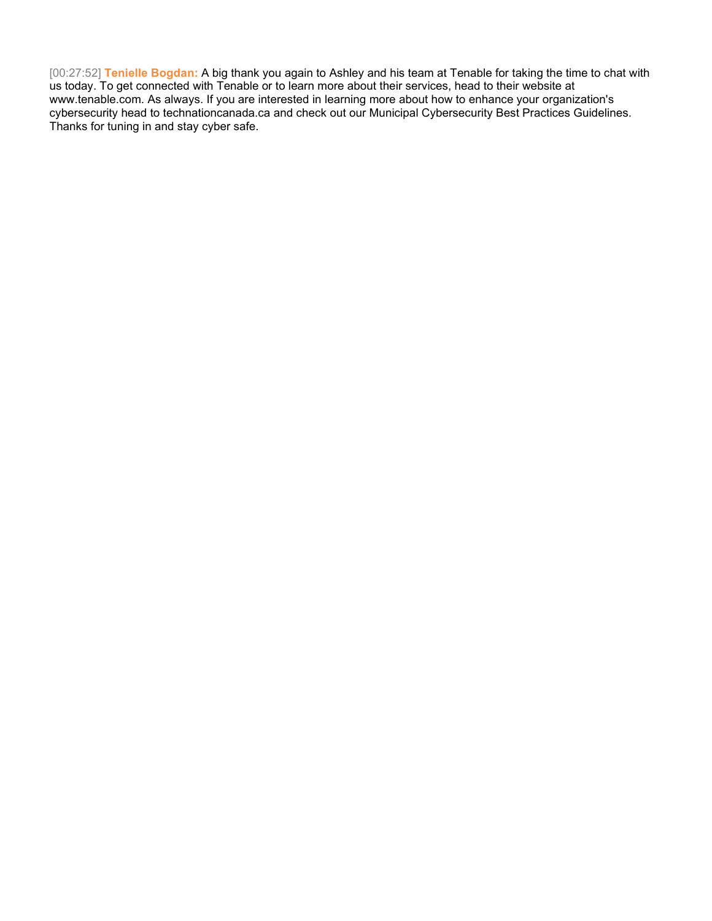[00:27:52] **Tenielle Bogdan:** A big thank you again to Ashley and his team at Tenable for taking the time to chat with us today. To get connected with Tenable or to learn more about their services, head to their website at www.tenable.com. As always. If you are interested in learning more about how to enhance your organization's cybersecurity head to technationcanada.ca and check out our Municipal Cybersecurity Best Practices Guidelines. Thanks for tuning in and stay cyber safe.